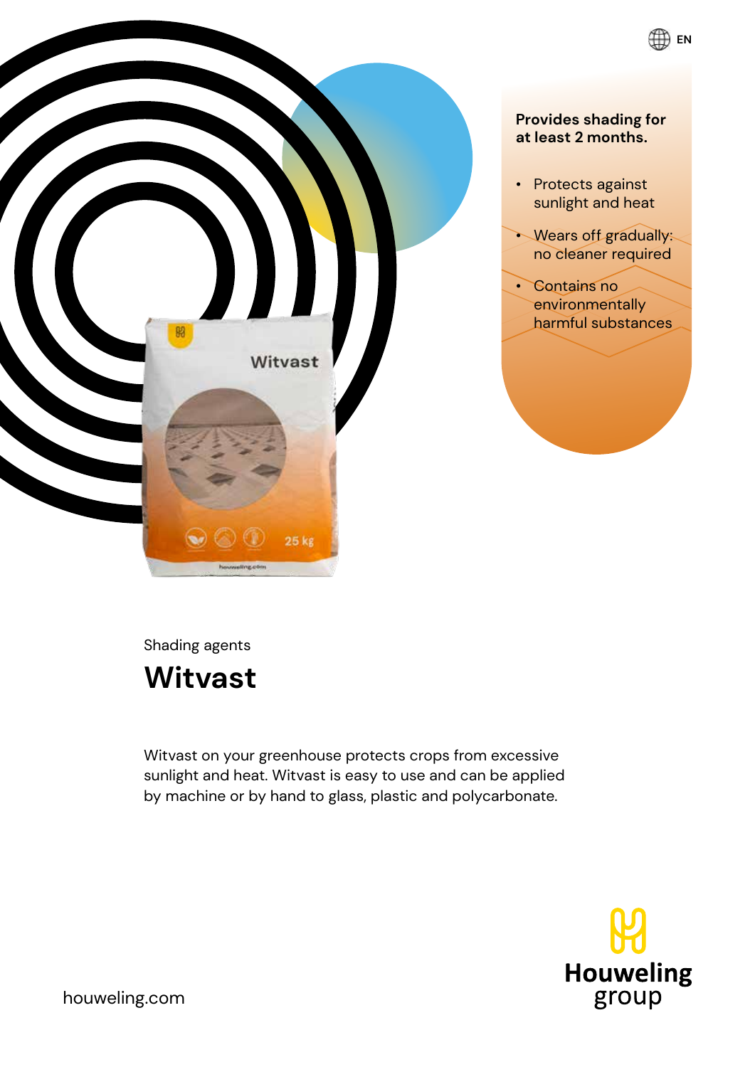EN

**Provides shading for at least 2 months.**

- Protects against sunlight and heat
- Wears off gradually: no cleaner required
- Contains no environmentally harmful substances

Shading agents

# Witvast

Witvast on your greenhouse protects crops from excessive sunlight and heat. Witvast is easy to use and can be applied by machine or by hand to glass, plastic and polycarbonate.

houweling.com

Houweling group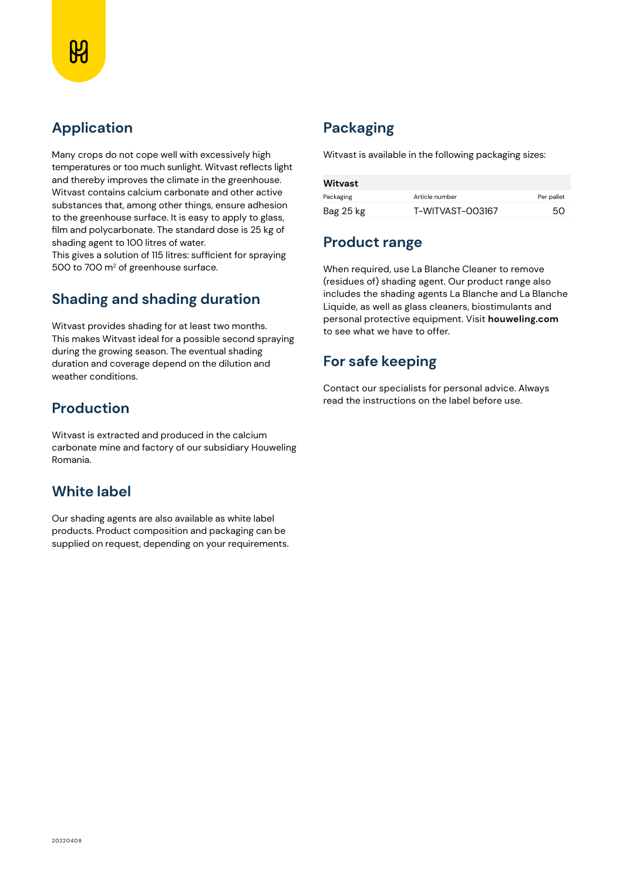## Application

Many crops do not cope well with excessively high temperatures or too much sunlight. Witvast reflects light and thereby improves the climate in the greenhouse. Witvast contains calcium carbonate and other active substances that, among other things, ensure adhesion to the greenhouse surface. It is easy to apply to glass, film and polycarbonate. The standard dose is 25 kg of shading agent to 100 litres of water.
This gives a solution of 115 litres: sufficient for spraying 500 to 700 $m^2$ of greenhouse surface.

## Shading and shading duration

Witvast provides shading for at least two months. This makes Witvast ideal for a possible second spraying during the growing season. The eventual shading duration and coverage depend on the dilution and weather conditions.

## Production

Witvast is extracted and produced in the calcium carbonate mine and factory of our subsidiary Houweling Romania.

## White label

Our shading agents are also available as white label products. Product composition and packaging can be supplied on request, depending on your requirements.

## Packaging

Witvast is available in the following packaging sizes:

| **Witvast** | | |
|---|---|---|
| Packaging | Article number | Per pallet |
| Bag 25 kg | T-WITVAST-003167 | 50 |

## Product range

When required, use La Blanche Cleaner to remove (residues of) shading agent. Our product range also includes the shading agents La Blanche and La Blanche Liquide, as well as glass cleaners, biostimulants and personal protective equipment. Visit **houweling.com** to see what we have to offer.

## For safe keeping

Contact our specialists for personal advice. Always read the instructions on the label before use.

20220408